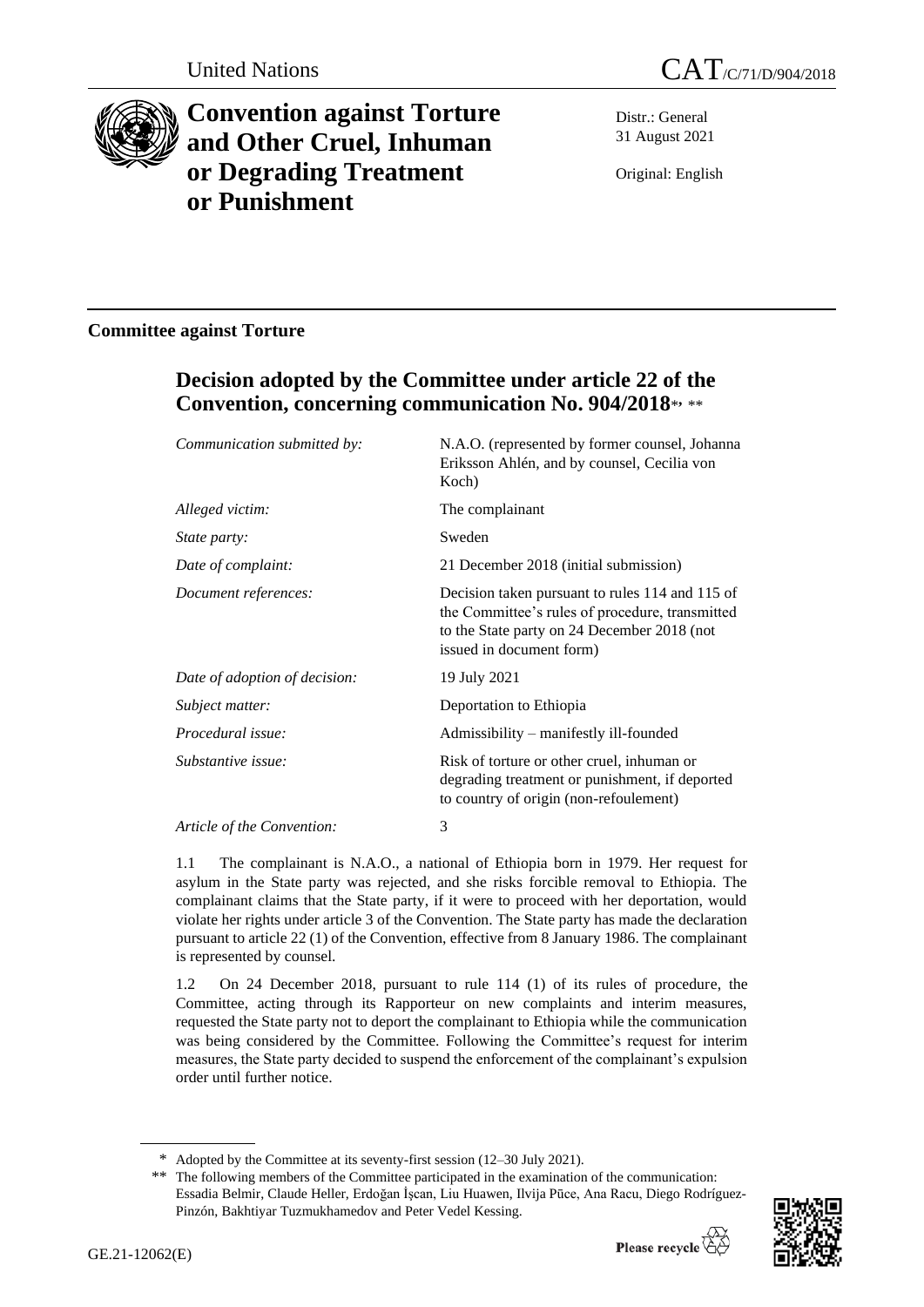United Nations CAT/C/71/D/904/2018

# Convention against Torture and Other Cruel, Inhuman or Degrading Treatment or Punishment

Distr.: General
31 August 2021

Original: English

## Committee against Torture

## Decision adopted by the Committee under article 22 of the Convention, concerning communication No. 904/2018*, **

| | |
|---|---|
| *Communication submitted by:* | N.A.O. (represented by former counsel, Johanna Eriksson Ahlén, and by counsel, Cecilia von Koch) |
| *Alleged victim:* | The complainant |
| *State party:* | Sweden |
| *Date of complaint:* | 21 December 2018 (initial submission) |
| *Document references:* | Decision taken pursuant to rules 114 and 115 of the Committee's rules of procedure, transmitted to the State party on 24 December 2018 (not issued in document form) |
| *Date of adoption of decision:* | 19 July 2021 |
| *Subject matter:* | Deportation to Ethiopia |
| *Procedural issue:* | Admissibility – manifestly ill-founded |
| *Substantive issue:* | Risk of torture or other cruel, inhuman or degrading treatment or punishment, if deported to country of origin (non-refoulement) |
| *Article of the Convention:* | 3 |

1.1 The complainant is N.A.O., a national of Ethiopia born in 1979. Her request for asylum in the State party was rejected, and she risks forcible removal to Ethiopia. The complainant claims that the State party, if it were to proceed with her deportation, would violate her rights under article 3 of the Convention. The State party has made the declaration pursuant to article 22 (1) of the Convention, effective from 8 January 1986. The complainant is represented by counsel.

1.2 On 24 December 2018, pursuant to rule 114 (1) of its rules of procedure, the Committee, acting through its Rapporteur on new complaints and interim measures, requested the State party not to deport the complainant to Ethiopia while the communication was being considered by the Committee. Following the Committee's request for interim measures, the State party decided to suspend the enforcement of the complainant's expulsion order until further notice.

\* Adopted by the Committee at its seventy-first session (12–30 July 2021).

\*\* The following members of the Committee participated in the examination of the communication: Essadia Belmir, Claude Heller, Erdoğan İşcan, Liu Huawen, Ilvija Pūce, Ana Racu, Diego Rodríguez-Pinzón, Bakhtiyar Tuzmukhamedov and Peter Vedel Kessing.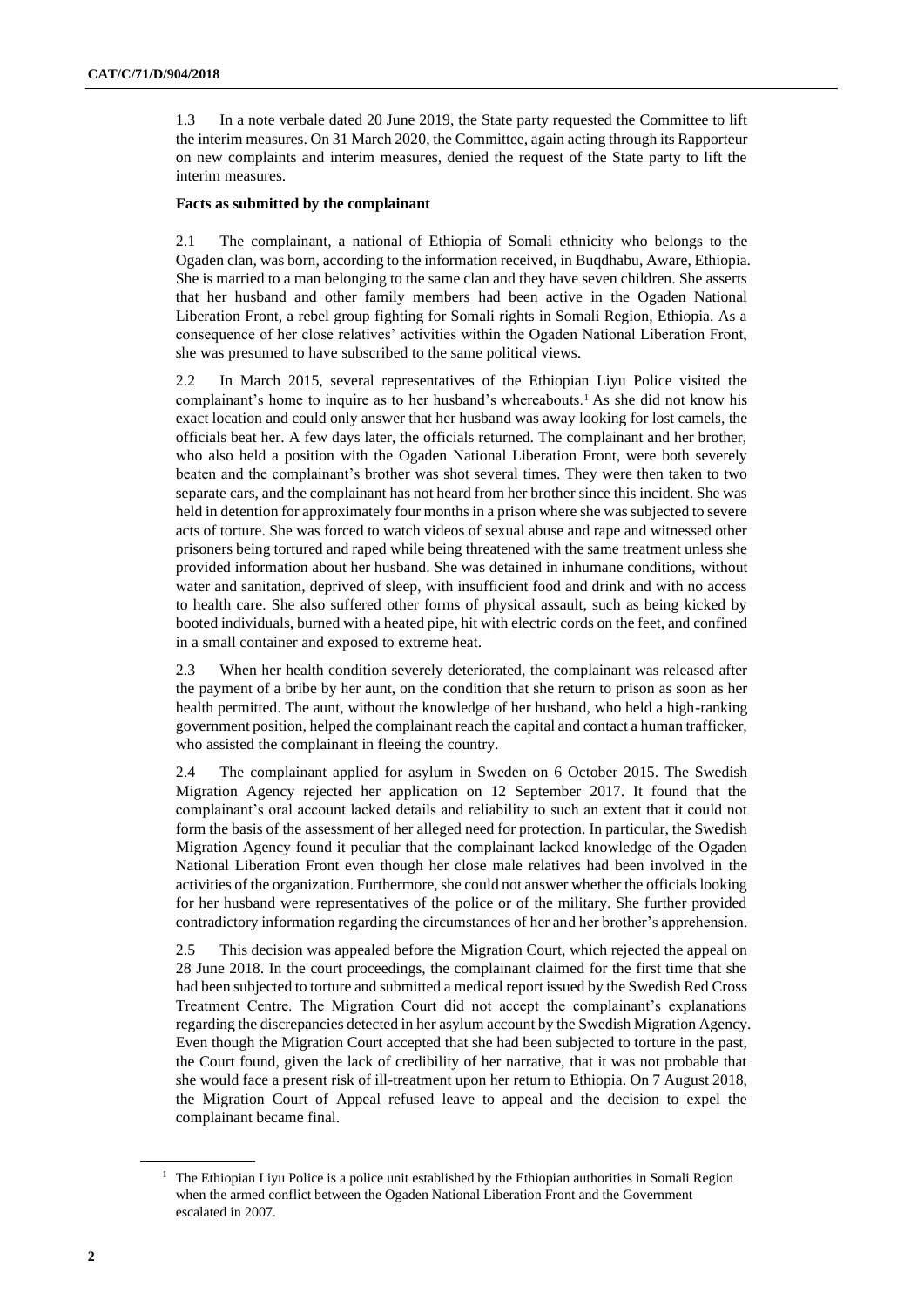1.3 In a note verbale dated 20 June 2019, the State party requested the Committee to lift the interim measures. On 31 March 2020, the Committee, again acting through its Rapporteur on new complaints and interim measures, denied the request of the State party to lift the interim measures.

**Facts as submitted by the complainant**

2.1 The complainant, a national of Ethiopia of Somali ethnicity who belongs to the Ogaden clan, was born, according to the information received, in Buqdhabu, Aware, Ethiopia. She is married to a man belonging to the same clan and they have seven children. She asserts that her husband and other family members had been active in the Ogaden National Liberation Front, a rebel group fighting for Somali rights in Somali Region, Ethiopia. As a consequence of her close relatives' activities within the Ogaden National Liberation Front, she was presumed to have subscribed to the same political views.

2.2 In March 2015, several representatives of the Ethiopian Liyu Police visited the complainant's home to inquire as to her husband's whereabouts.[1] As she did not know his exact location and could only answer that her husband was away looking for lost camels, the officials beat her. A few days later, the officials returned. The complainant and her brother, who also held a position with the Ogaden National Liberation Front, were both severely beaten and the complainant's brother was shot several times. They were then taken to two separate cars, and the complainant has not heard from her brother since this incident. She was held in detention for approximately four months in a prison where she was subjected to severe acts of torture. She was forced to watch videos of sexual abuse and rape and witnessed other prisoners being tortured and raped while being threatened with the same treatment unless she provided information about her husband. She was detained in inhumane conditions, without water and sanitation, deprived of sleep, with insufficient food and drink and with no access to health care. She also suffered other forms of physical assault, such as being kicked by booted individuals, burned with a heated pipe, hit with electric cords on the feet, and confined in a small container and exposed to extreme heat.

2.3 When her health condition severely deteriorated, the complainant was released after the payment of a bribe by her aunt, on the condition that she return to prison as soon as her health permitted. The aunt, without the knowledge of her husband, who held a high-ranking government position, helped the complainant reach the capital and contact a human trafficker, who assisted the complainant in fleeing the country.

2.4 The complainant applied for asylum in Sweden on 6 October 2015. The Swedish Migration Agency rejected her application on 12 September 2017. It found that the complainant's oral account lacked details and reliability to such an extent that it could not form the basis of the assessment of her alleged need for protection. In particular, the Swedish Migration Agency found it peculiar that the complainant lacked knowledge of the Ogaden National Liberation Front even though her close male relatives had been involved in the activities of the organization. Furthermore, she could not answer whether the officials looking for her husband were representatives of the police or of the military. She further provided contradictory information regarding the circumstances of her and her brother's apprehension.

2.5 This decision was appealed before the Migration Court, which rejected the appeal on 28 June 2018. In the court proceedings, the complainant claimed for the first time that she had been subjected to torture and submitted a medical report issued by the Swedish Red Cross Treatment Centre. The Migration Court did not accept the complainant's explanations regarding the discrepancies detected in her asylum account by the Swedish Migration Agency. Even though the Migration Court accepted that she had been subjected to torture in the past, the Court found, given the lack of credibility of her narrative, that it was not probable that she would face a present risk of ill-treatment upon her return to Ethiopia. On 7 August 2018, the Migration Court of Appeal refused leave to appeal and the decision to expel the complainant became final.

[1] The Ethiopian Liyu Police is a police unit established by the Ethiopian authorities in Somali Region when the armed conflict between the Ogaden National Liberation Front and the Government escalated in 2007.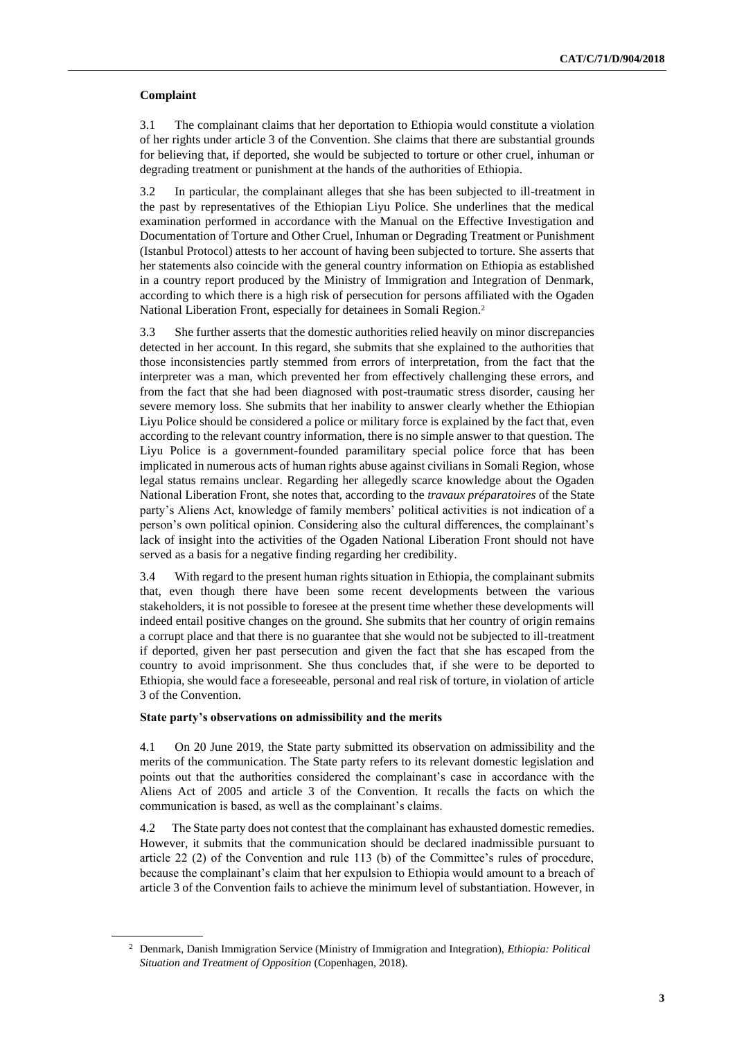### Complaint

3.1 The complainant claims that her deportation to Ethiopia would constitute a violation of her rights under article 3 of the Convention. She claims that there are substantial grounds for believing that, if deported, she would be subjected to torture or other cruel, inhuman or degrading treatment or punishment at the hands of the authorities of Ethiopia.

3.2 In particular, the complainant alleges that she has been subjected to ill-treatment in the past by representatives of the Ethiopian Liyu Police. She underlines that the medical examination performed in accordance with the Manual on the Effective Investigation and Documentation of Torture and Other Cruel, Inhuman or Degrading Treatment or Punishment (Istanbul Protocol) attests to her account of having been subjected to torture. She asserts that her statements also coincide with the general country information on Ethiopia as established in a country report produced by the Ministry of Immigration and Integration of Denmark, according to which there is a high risk of persecution for persons affiliated with the Ogaden National Liberation Front, especially for detainees in Somali Region.[2]

3.3 She further asserts that the domestic authorities relied heavily on minor discrepancies detected in her account. In this regard, she submits that she explained to the authorities that those inconsistencies partly stemmed from errors of interpretation, from the fact that the interpreter was a man, which prevented her from effectively challenging these errors, and from the fact that she had been diagnosed with post-traumatic stress disorder, causing her severe memory loss. She submits that her inability to answer clearly whether the Ethiopian Liyu Police should be considered a police or military force is explained by the fact that, even according to the relevant country information, there is no simple answer to that question. The Liyu Police is a government-founded paramilitary special police force that has been implicated in numerous acts of human rights abuse against civilians in Somali Region, whose legal status remains unclear. Regarding her allegedly scarce knowledge about the Ogaden National Liberation Front, she notes that, according to the *travaux préparatoires* of the State party's Aliens Act, knowledge of family members' political activities is not indication of a person's own political opinion. Considering also the cultural differences, the complainant's lack of insight into the activities of the Ogaden National Liberation Front should not have served as a basis for a negative finding regarding her credibility.

3.4 With regard to the present human rights situation in Ethiopia, the complainant submits that, even though there have been some recent developments between the various stakeholders, it is not possible to foresee at the present time whether these developments will indeed entail positive changes on the ground. She submits that her country of origin remains a corrupt place and that there is no guarantee that she would not be subjected to ill-treatment if deported, given her past persecution and given the fact that she has escaped from the country to avoid imprisonment. She thus concludes that, if she were to be deported to Ethiopia, she would face a foreseeable, personal and real risk of torture, in violation of article 3 of the Convention.

### State party's observations on admissibility and the merits

4.1 On 20 June 2019, the State party submitted its observation on admissibility and the merits of the communication. The State party refers to its relevant domestic legislation and points out that the authorities considered the complainant's case in accordance with the Aliens Act of 2005 and article 3 of the Convention. It recalls the facts on which the communication is based, as well as the complainant's claims.

4.2 The State party does not contest that the complainant has exhausted domestic remedies. However, it submits that the communication should be declared inadmissible pursuant to article 22 (2) of the Convention and rule 113 (b) of the Committee's rules of procedure, because the complainant's claim that her expulsion to Ethiopia would amount to a breach of article 3 of the Convention fails to achieve the minimum level of substantiation. However, in

[2] Denmark, Danish Immigration Service (Ministry of Immigration and Integration), *Ethiopia: Political Situation and Treatment of Opposition* (Copenhagen, 2018).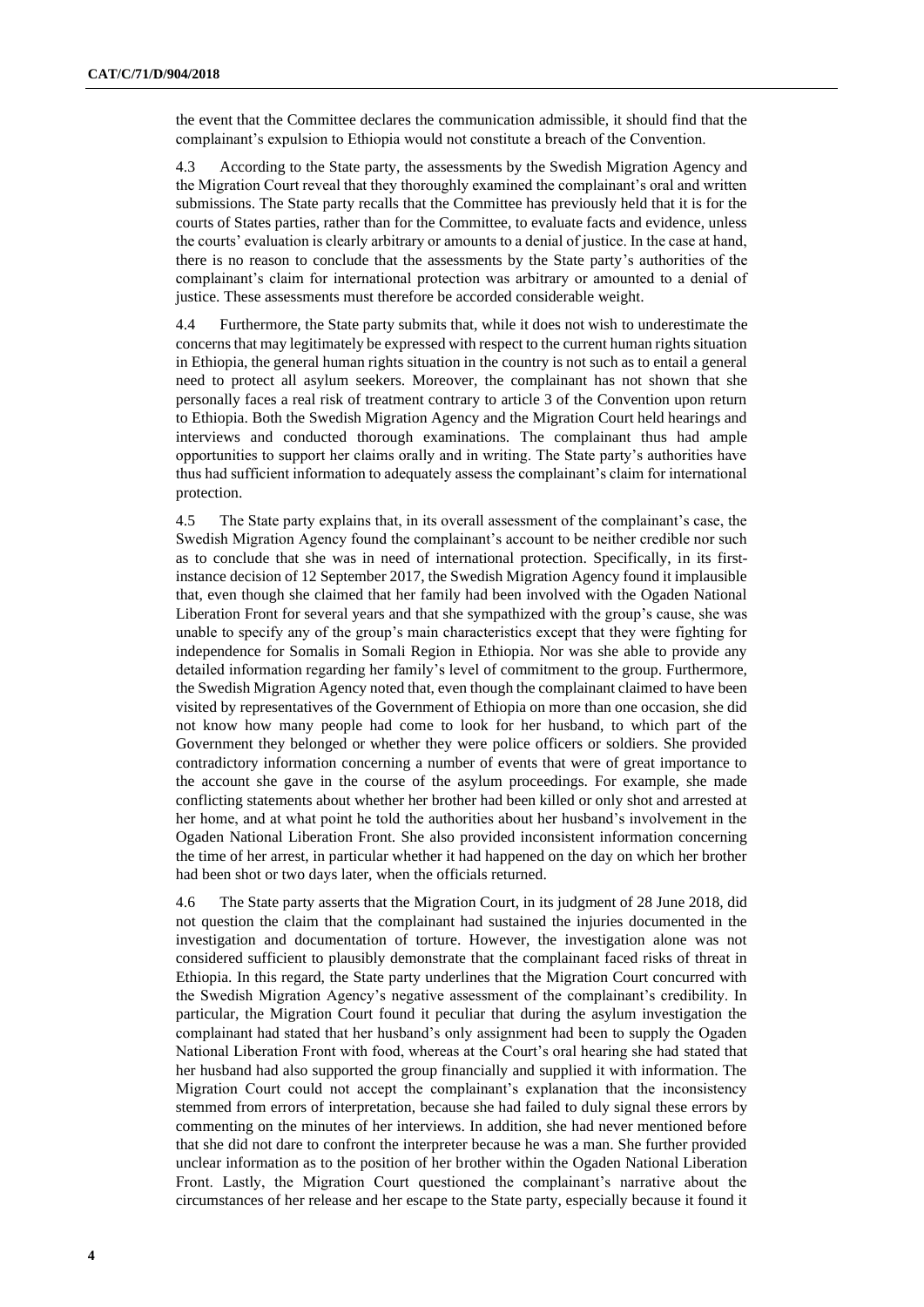the event that the Committee declares the communication admissible, it should find that the complainant's expulsion to Ethiopia would not constitute a breach of the Convention.

4.3 According to the State party, the assessments by the Swedish Migration Agency and the Migration Court reveal that they thoroughly examined the complainant's oral and written submissions. The State party recalls that the Committee has previously held that it is for the courts of States parties, rather than for the Committee, to evaluate facts and evidence, unless the courts' evaluation is clearly arbitrary or amounts to a denial of justice. In the case at hand, there is no reason to conclude that the assessments by the State party's authorities of the complainant's claim for international protection was arbitrary or amounted to a denial of justice. These assessments must therefore be accorded considerable weight.

4.4 Furthermore, the State party submits that, while it does not wish to underestimate the concerns that may legitimately be expressed with respect to the current human rights situation in Ethiopia, the general human rights situation in the country is not such as to entail a general need to protect all asylum seekers. Moreover, the complainant has not shown that she personally faces a real risk of treatment contrary to article 3 of the Convention upon return to Ethiopia. Both the Swedish Migration Agency and the Migration Court held hearings and interviews and conducted thorough examinations. The complainant thus had ample opportunities to support her claims orally and in writing. The State party's authorities have thus had sufficient information to adequately assess the complainant's claim for international protection.

4.5 The State party explains that, in its overall assessment of the complainant's case, the Swedish Migration Agency found the complainant's account to be neither credible nor such as to conclude that she was in need of international protection. Specifically, in its first-instance decision of 12 September 2017, the Swedish Migration Agency found it implausible that, even though she claimed that her family had been involved with the Ogaden National Liberation Front for several years and that she sympathized with the group's cause, she was unable to specify any of the group's main characteristics except that they were fighting for independence for Somalis in Somali Region in Ethiopia. Nor was she able to provide any detailed information regarding her family's level of commitment to the group. Furthermore, the Swedish Migration Agency noted that, even though the complainant claimed to have been visited by representatives of the Government of Ethiopia on more than one occasion, she did not know how many people had come to look for her husband, to which part of the Government they belonged or whether they were police officers or soldiers. She provided contradictory information concerning a number of events that were of great importance to the account she gave in the course of the asylum proceedings. For example, she made conflicting statements about whether her brother had been killed or only shot and arrested at her home, and at what point he told the authorities about her husband's involvement in the Ogaden National Liberation Front. She also provided inconsistent information concerning the time of her arrest, in particular whether it had happened on the day on which her brother had been shot or two days later, when the officials returned.

4.6 The State party asserts that the Migration Court, in its judgment of 28 June 2018, did not question the claim that the complainant had sustained the injuries documented in the investigation and documentation of torture. However, the investigation alone was not considered sufficient to plausibly demonstrate that the complainant faced risks of threat in Ethiopia. In this regard, the State party underlines that the Migration Court concurred with the Swedish Migration Agency's negative assessment of the complainant's credibility. In particular, the Migration Court found it peculiar that during the asylum investigation the complainant had stated that her husband's only assignment had been to supply the Ogaden National Liberation Front with food, whereas at the Court's oral hearing she had stated that her husband had also supported the group financially and supplied it with information. The Migration Court could not accept the complainant's explanation that the inconsistency stemmed from errors of interpretation, because she had failed to duly signal these errors by commenting on the minutes of her interviews. In addition, she had never mentioned before that she did not dare to confront the interpreter because he was a man. She further provided unclear information as to the position of her brother within the Ogaden National Liberation Front. Lastly, the Migration Court questioned the complainant's narrative about the circumstances of her release and her escape to the State party, especially because it found it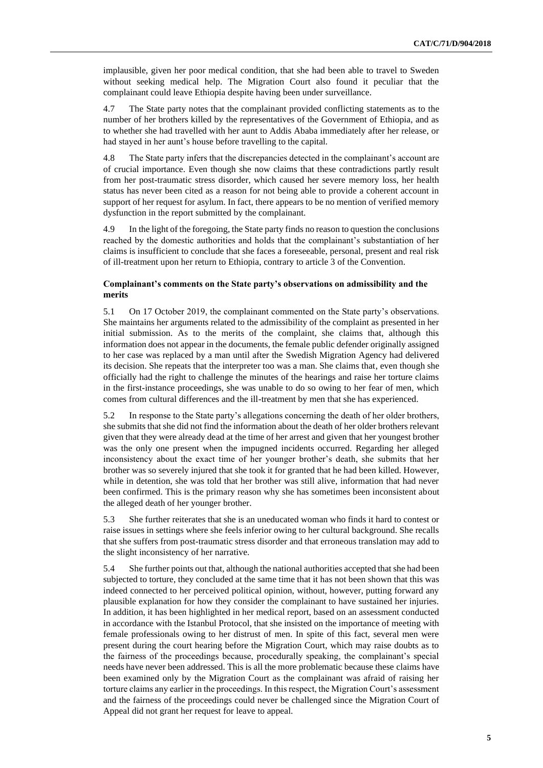implausible, given her poor medical condition, that she had been able to travel to Sweden without seeking medical help. The Migration Court also found it peculiar that the complainant could leave Ethiopia despite having been under surveillance.

4.7 The State party notes that the complainant provided conflicting statements as to the number of her brothers killed by the representatives of the Government of Ethiopia, and as to whether she had travelled with her aunt to Addis Ababa immediately after her release, or had stayed in her aunt's house before travelling to the capital.

4.8 The State party infers that the discrepancies detected in the complainant's account are of crucial importance. Even though she now claims that these contradictions partly result from her post-traumatic stress disorder, which caused her severe memory loss, her health status has never been cited as a reason for not being able to provide a coherent account in support of her request for asylum. In fact, there appears to be no mention of verified memory dysfunction in the report submitted by the complainant.

4.9 In the light of the foregoing, the State party finds no reason to question the conclusions reached by the domestic authorities and holds that the complainant's substantiation of her claims is insufficient to conclude that she faces a foreseeable, personal, present and real risk of ill-treatment upon her return to Ethiopia, contrary to article 3 of the Convention.

### Complainant's comments on the State party's observations on admissibility and the merits

5.1 On 17 October 2019, the complainant commented on the State party's observations. She maintains her arguments related to the admissibility of the complaint as presented in her initial submission. As to the merits of the complaint, she claims that, although this information does not appear in the documents, the female public defender originally assigned to her case was replaced by a man until after the Swedish Migration Agency had delivered its decision. She repeats that the interpreter too was a man. She claims that, even though she officially had the right to challenge the minutes of the hearings and raise her torture claims in the first-instance proceedings, she was unable to do so owing to her fear of men, which comes from cultural differences and the ill-treatment by men that she has experienced.

5.2 In response to the State party's allegations concerning the death of her older brothers, she submits that she did not find the information about the death of her older brothers relevant given that they were already dead at the time of her arrest and given that her youngest brother was the only one present when the impugned incidents occurred. Regarding her alleged inconsistency about the exact time of her younger brother's death, she submits that her brother was so severely injured that she took it for granted that he had been killed. However, while in detention, she was told that her brother was still alive, information that had never been confirmed. This is the primary reason why she has sometimes been inconsistent about the alleged death of her younger brother.

5.3 She further reiterates that she is an uneducated woman who finds it hard to contest or raise issues in settings where she feels inferior owing to her cultural background. She recalls that she suffers from post-traumatic stress disorder and that erroneous translation may add to the slight inconsistency of her narrative.

5.4 She further points out that, although the national authorities accepted that she had been subjected to torture, they concluded at the same time that it has not been shown that this was indeed connected to her perceived political opinion, without, however, putting forward any plausible explanation for how they consider the complainant to have sustained her injuries. In addition, it has been highlighted in her medical report, based on an assessment conducted in accordance with the Istanbul Protocol, that she insisted on the importance of meeting with female professionals owing to her distrust of men. In spite of this fact, several men were present during the court hearing before the Migration Court, which may raise doubts as to the fairness of the proceedings because, procedurally speaking, the complainant's special needs have never been addressed. This is all the more problematic because these claims have been examined only by the Migration Court as the complainant was afraid of raising her torture claims any earlier in the proceedings. In this respect, the Migration Court's assessment and the fairness of the proceedings could never be challenged since the Migration Court of Appeal did not grant her request for leave to appeal.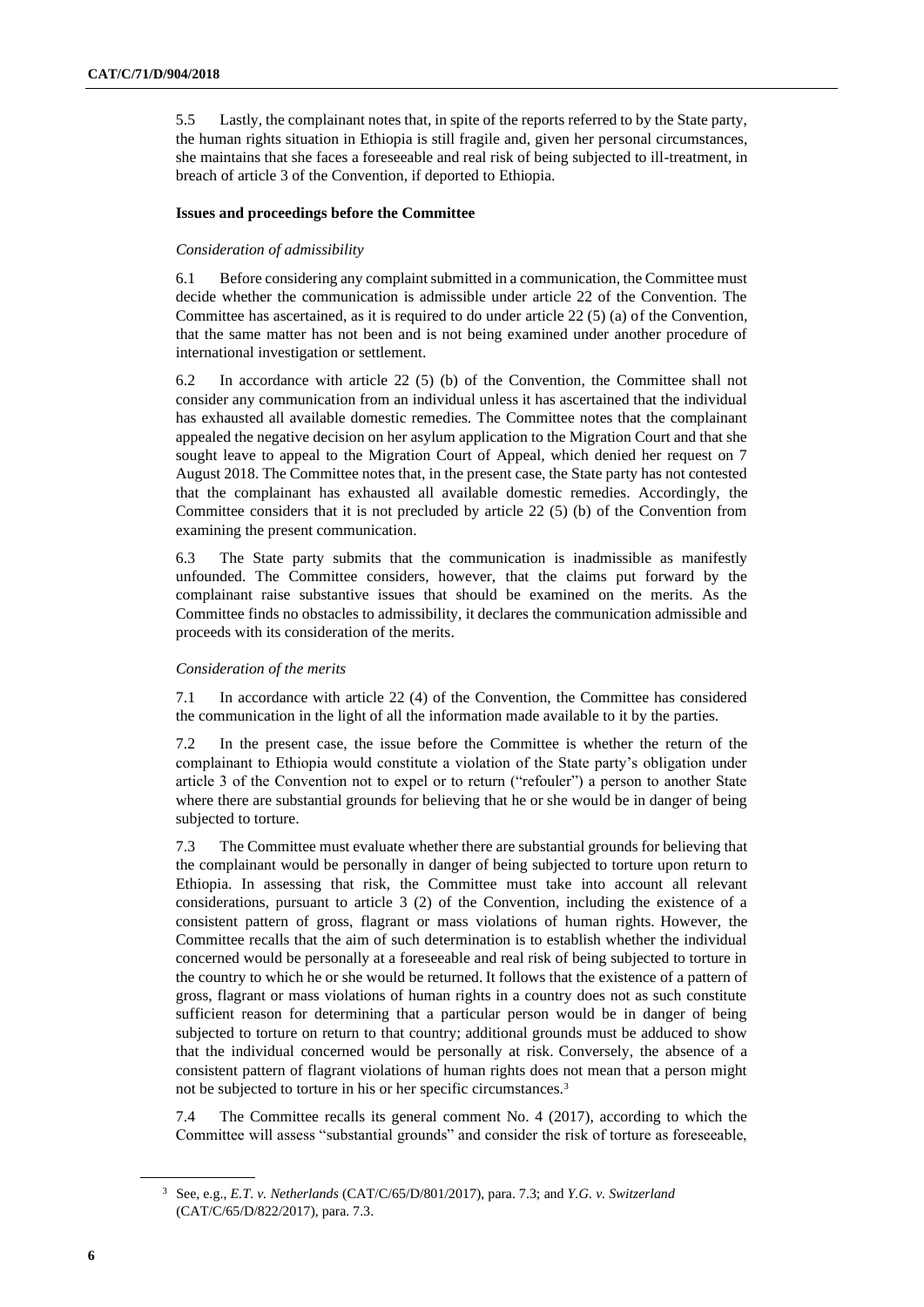5.5 Lastly, the complainant notes that, in spite of the reports referred to by the State party, the human rights situation in Ethiopia is still fragile and, given her personal circumstances, she maintains that she faces a foreseeable and real risk of being subjected to ill-treatment, in breach of article 3 of the Convention, if deported to Ethiopia.

### Issues and proceedings before the Committee

#### *Consideration of admissibility*

6.1 Before considering any complaint submitted in a communication, the Committee must decide whether the communication is admissible under article 22 of the Convention. The Committee has ascertained, as it is required to do under article 22 (5) (a) of the Convention, that the same matter has not been and is not being examined under another procedure of international investigation or settlement.

6.2 In accordance with article 22 (5) (b) of the Convention, the Committee shall not consider any communication from an individual unless it has ascertained that the individual has exhausted all available domestic remedies. The Committee notes that the complainant appealed the negative decision on her asylum application to the Migration Court and that she sought leave to appeal to the Migration Court of Appeal, which denied her request on 7 August 2018. The Committee notes that, in the present case, the State party has not contested that the complainant has exhausted all available domestic remedies. Accordingly, the Committee considers that it is not precluded by article 22 (5) (b) of the Convention from examining the present communication.

6.3 The State party submits that the communication is inadmissible as manifestly unfounded. The Committee considers, however, that the claims put forward by the complainant raise substantive issues that should be examined on the merits. As the Committee finds no obstacles to admissibility, it declares the communication admissible and proceeds with its consideration of the merits.

#### *Consideration of the merits*

7.1 In accordance with article 22 (4) of the Convention, the Committee has considered the communication in the light of all the information made available to it by the parties.

7.2 In the present case, the issue before the Committee is whether the return of the complainant to Ethiopia would constitute a violation of the State party's obligation under article 3 of the Convention not to expel or to return ("refouler") a person to another State where there are substantial grounds for believing that he or she would be in danger of being subjected to torture.

7.3 The Committee must evaluate whether there are substantial grounds for believing that the complainant would be personally in danger of being subjected to torture upon return to Ethiopia. In assessing that risk, the Committee must take into account all relevant considerations, pursuant to article 3 (2) of the Convention, including the existence of a consistent pattern of gross, flagrant or mass violations of human rights. However, the Committee recalls that the aim of such determination is to establish whether the individual concerned would be personally at a foreseeable and real risk of being subjected to torture in the country to which he or she would be returned. It follows that the existence of a pattern of gross, flagrant or mass violations of human rights in a country does not as such constitute sufficient reason for determining that a particular person would be in danger of being subjected to torture on return to that country; additional grounds must be adduced to show that the individual concerned would be personally at risk. Conversely, the absence of a consistent pattern of flagrant violations of human rights does not mean that a person might not be subjected to torture in his or her specific circumstances.[3]

7.4 The Committee recalls its general comment No. 4 (2017), according to which the Committee will assess "substantial grounds" and consider the risk of torture as foreseeable,

[3] See, e.g., *E.T. v. Netherlands* (CAT/C/65/D/801/2017), para. 7.3; and *Y.G. v. Switzerland* (CAT/C/65/D/822/2017), para. 7.3.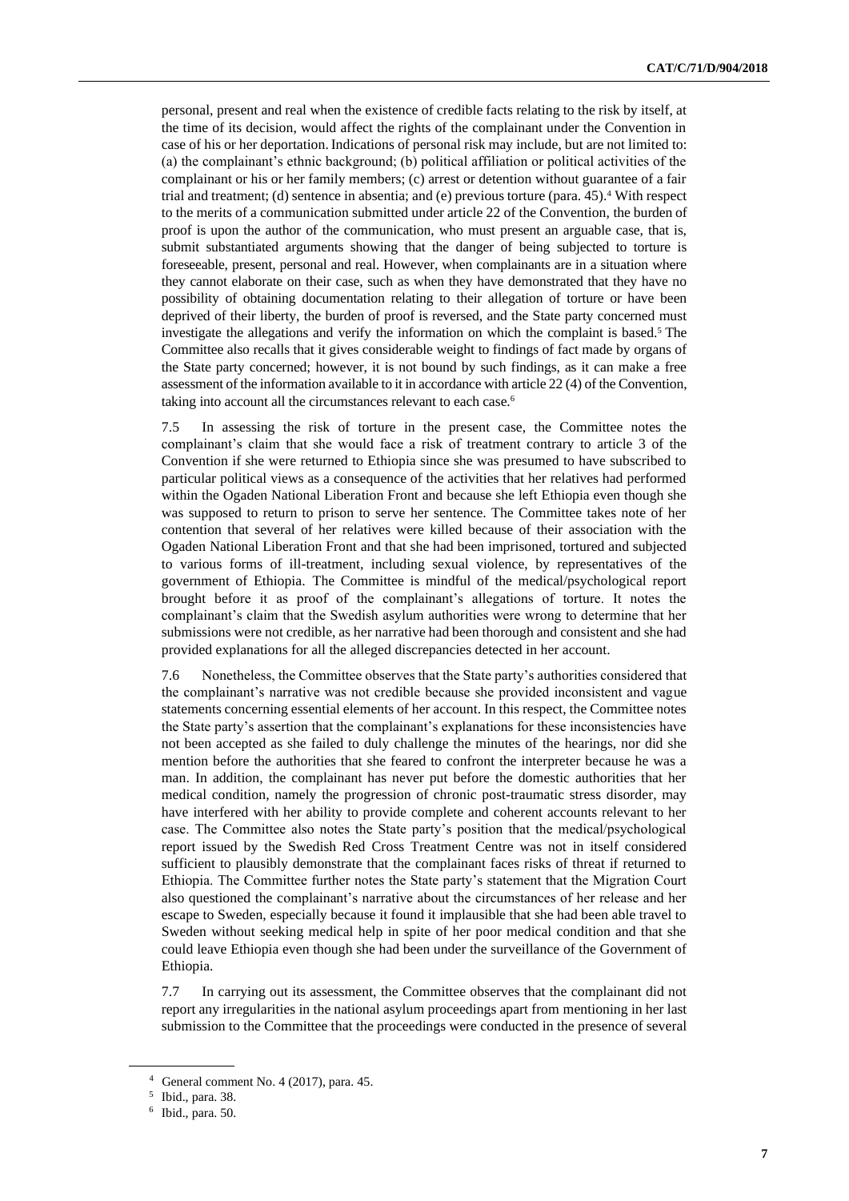personal, present and real when the existence of credible facts relating to the risk by itself, at the time of its decision, would affect the rights of the complainant under the Convention in case of his or her deportation. Indications of personal risk may include, but are not limited to: (a) the complainant's ethnic background; (b) political affiliation or political activities of the complainant or his or her family members; (c) arrest or detention without guarantee of a fair trial and treatment; (d) sentence in absentia; and (e) previous torture (para. 45).[4] With respect to the merits of a communication submitted under article 22 of the Convention, the burden of proof is upon the author of the communication, who must present an arguable case, that is, submit substantiated arguments showing that the danger of being subjected to torture is foreseeable, present, personal and real. However, when complainants are in a situation where they cannot elaborate on their case, such as when they have demonstrated that they have no possibility of obtaining documentation relating to their allegation of torture or have been deprived of their liberty, the burden of proof is reversed, and the State party concerned must investigate the allegations and verify the information on which the complaint is based.[5] The Committee also recalls that it gives considerable weight to findings of fact made by organs of the State party concerned; however, it is not bound by such findings, as it can make a free assessment of the information available to it in accordance with article 22 (4) of the Convention, taking into account all the circumstances relevant to each case.[6]

7.5 In assessing the risk of torture in the present case, the Committee notes the complainant's claim that she would face a risk of treatment contrary to article 3 of the Convention if she were returned to Ethiopia since she was presumed to have subscribed to particular political views as a consequence of the activities that her relatives had performed within the Ogaden National Liberation Front and because she left Ethiopia even though she was supposed to return to prison to serve her sentence. The Committee takes note of her contention that several of her relatives were killed because of their association with the Ogaden National Liberation Front and that she had been imprisoned, tortured and subjected to various forms of ill-treatment, including sexual violence, by representatives of the government of Ethiopia. The Committee is mindful of the medical/psychological report brought before it as proof of the complainant's allegations of torture. It notes the complainant's claim that the Swedish asylum authorities were wrong to determine that her submissions were not credible, as her narrative had been thorough and consistent and she had provided explanations for all the alleged discrepancies detected in her account.

7.6 Nonetheless, the Committee observes that the State party's authorities considered that the complainant's narrative was not credible because she provided inconsistent and vague statements concerning essential elements of her account. In this respect, the Committee notes the State party's assertion that the complainant's explanations for these inconsistencies have not been accepted as she failed to duly challenge the minutes of the hearings, nor did she mention before the authorities that she feared to confront the interpreter because he was a man. In addition, the complainant has never put before the domestic authorities that her medical condition, namely the progression of chronic post-traumatic stress disorder, may have interfered with her ability to provide complete and coherent accounts relevant to her case. The Committee also notes the State party's position that the medical/psychological report issued by the Swedish Red Cross Treatment Centre was not in itself considered sufficient to plausibly demonstrate that the complainant faces risks of threat if returned to Ethiopia. The Committee further notes the State party's statement that the Migration Court also questioned the complainant's narrative about the circumstances of her release and her escape to Sweden, especially because it found it implausible that she had been able travel to Sweden without seeking medical help in spite of her poor medical condition and that she could leave Ethiopia even though she had been under the surveillance of the Government of Ethiopia.

7.7 In carrying out its assessment, the Committee observes that the complainant did not report any irregularities in the national asylum proceedings apart from mentioning in her last submission to the Committee that the proceedings were conducted in the presence of several

---

[4] General comment No. 4 (2017), para. 45.

[5] Ibid., para. 38.

[6] Ibid., para. 50.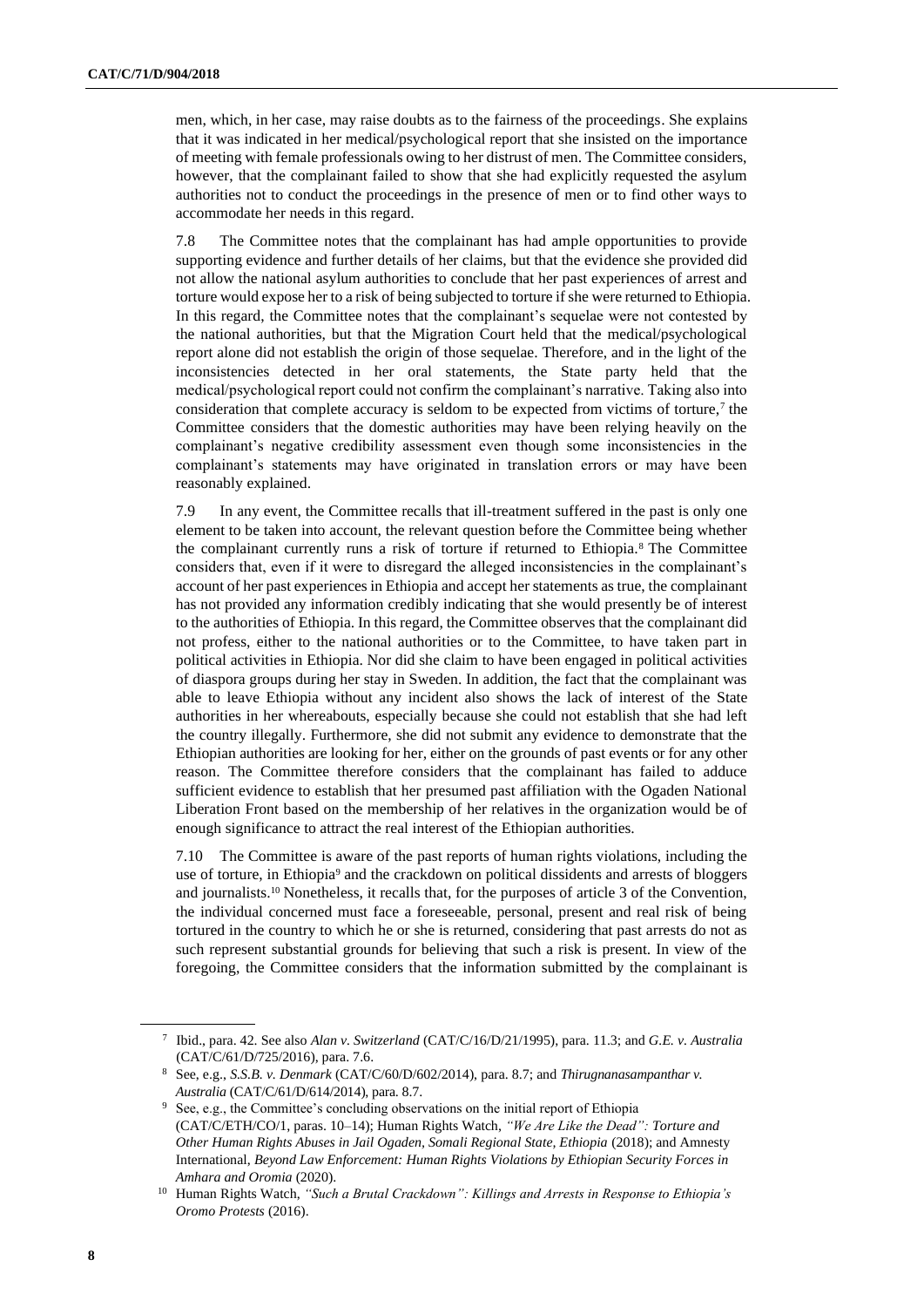men, which, in her case, may raise doubts as to the fairness of the proceedings. She explains that it was indicated in her medical/psychological report that she insisted on the importance of meeting with female professionals owing to her distrust of men. The Committee considers, however, that the complainant failed to show that she had explicitly requested the asylum authorities not to conduct the proceedings in the presence of men or to find other ways to accommodate her needs in this regard.

7.8 The Committee notes that the complainant has had ample opportunities to provide supporting evidence and further details of her claims, but that the evidence she provided did not allow the national asylum authorities to conclude that her past experiences of arrest and torture would expose her to a risk of being subjected to torture if she were returned to Ethiopia. In this regard, the Committee notes that the complainant's sequelae were not contested by the national authorities, but that the Migration Court held that the medical/psychological report alone did not establish the origin of those sequelae. Therefore, and in the light of the inconsistencies detected in her oral statements, the State party held that the medical/psychological report could not confirm the complainant's narrative. Taking also into consideration that complete accuracy is seldom to be expected from victims of torture,[7] the Committee considers that the domestic authorities may have been relying heavily on the complainant's negative credibility assessment even though some inconsistencies in the complainant's statements may have originated in translation errors or may have been reasonably explained.

7.9 In any event, the Committee recalls that ill-treatment suffered in the past is only one element to be taken into account, the relevant question before the Committee being whether the complainant currently runs a risk of torture if returned to Ethiopia.[8] The Committee considers that, even if it were to disregard the alleged inconsistencies in the complainant's account of her past experiences in Ethiopia and accept her statements as true, the complainant has not provided any information credibly indicating that she would presently be of interest to the authorities of Ethiopia. In this regard, the Committee observes that the complainant did not profess, either to the national authorities or to the Committee, to have taken part in political activities in Ethiopia. Nor did she claim to have been engaged in political activities of diaspora groups during her stay in Sweden. In addition, the fact that the complainant was able to leave Ethiopia without any incident also shows the lack of interest of the State authorities in her whereabouts, especially because she could not establish that she had left the country illegally. Furthermore, she did not submit any evidence to demonstrate that the Ethiopian authorities are looking for her, either on the grounds of past events or for any other reason. The Committee therefore considers that the complainant has failed to adduce sufficient evidence to establish that her presumed past affiliation with the Ogaden National Liberation Front based on the membership of her relatives in the organization would be of enough significance to attract the real interest of the Ethiopian authorities.

7.10 The Committee is aware of the past reports of human rights violations, including the use of torture, in Ethiopia[9] and the crackdown on political dissidents and arrests of bloggers and journalists.[10] Nonetheless, it recalls that, for the purposes of article 3 of the Convention, the individual concerned must face a foreseeable, personal, present and real risk of being tortured in the country to which he or she is returned, considering that past arrests do not as such represent substantial grounds for believing that such a risk is present. In view of the foregoing, the Committee considers that the information submitted by the complainant is

---

[7] Ibid., para. 42. See also *Alan v. Switzerland* (CAT/C/16/D/21/1995), para. 11.3; and *G.E. v. Australia* (CAT/C/61/D/725/2016), para. 7.6.

[8] See, e.g., *S.S.B. v. Denmark* (CAT/C/60/D/602/2014), para. 8.7; and *Thirugnanasampanthar v. Australia* (CAT/C/61/D/614/2014), para. 8.7.

[9] See, e.g., the Committee's concluding observations on the initial report of Ethiopia (CAT/C/ETH/CO/1, paras. 10–14); Human Rights Watch, *"We Are Like the Dead": Torture and Other Human Rights Abuses in Jail Ogaden, Somali Regional State, Ethiopia* (2018); and Amnesty International, *Beyond Law Enforcement: Human Rights Violations by Ethiopian Security Forces in Amhara and Oromia* (2020).

[10] Human Rights Watch, *"Such a Brutal Crackdown": Killings and Arrests in Response to Ethiopia's Oromo Protests* (2016).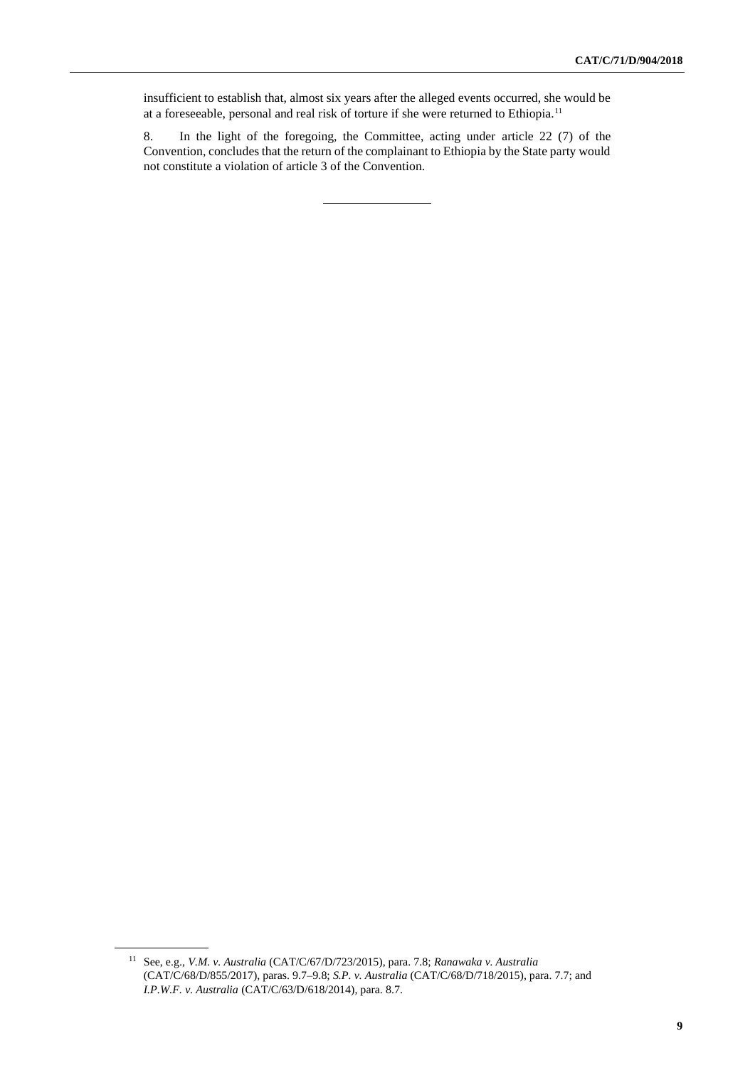insufficient to establish that, almost six years after the alleged events occurred, she would be at a foreseeable, personal and real risk of torture if she were returned to Ethiopia.[11]

8. In the light of the foregoing, the Committee, acting under article 22 (7) of the Convention, concludes that the return of the complainant to Ethiopia by the State party would not constitute a violation of article 3 of the Convention.

---

[11] See, e.g., *V.M. v. Australia* (CAT/C/67/D/723/2015), para. 7.8; *Ranawaka v. Australia* (CAT/C/68/D/855/2017), paras. 9.7–9.8; *S.P. v. Australia* (CAT/C/68/D/718/2015), para. 7.7; and *I.P.W.F. v. Australia* (CAT/C/63/D/618/2014), para. 8.7.